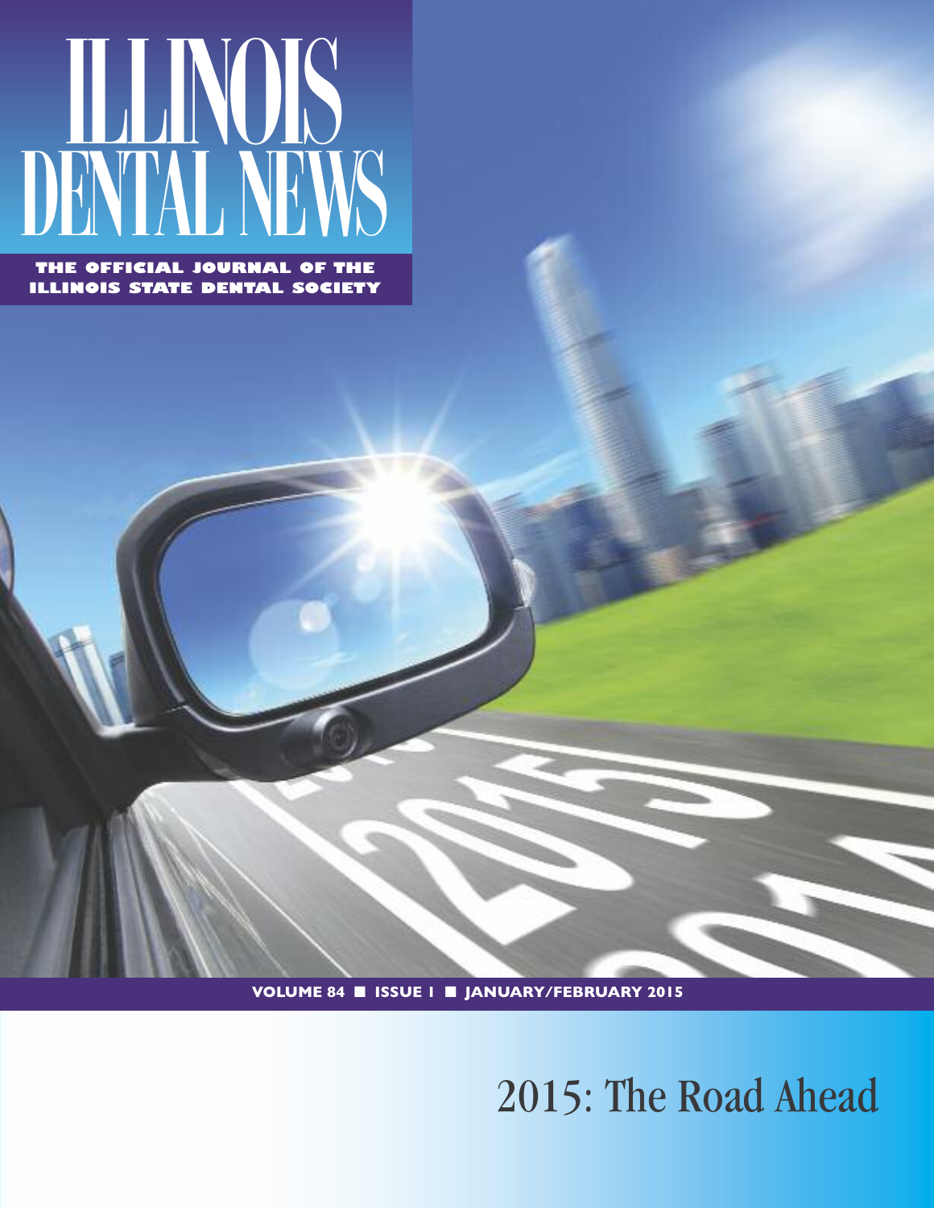# ILLINOIS DENTAL NEWS

**THE OFFICIAL JOURNAL OF THE ILLINOIS STATE DENTAL SOCIETY**

**VOLUME 84 ■ ISSUE 1 ■ JANUARY/FEBRUARY 2015**

## 2015: The Road Ahead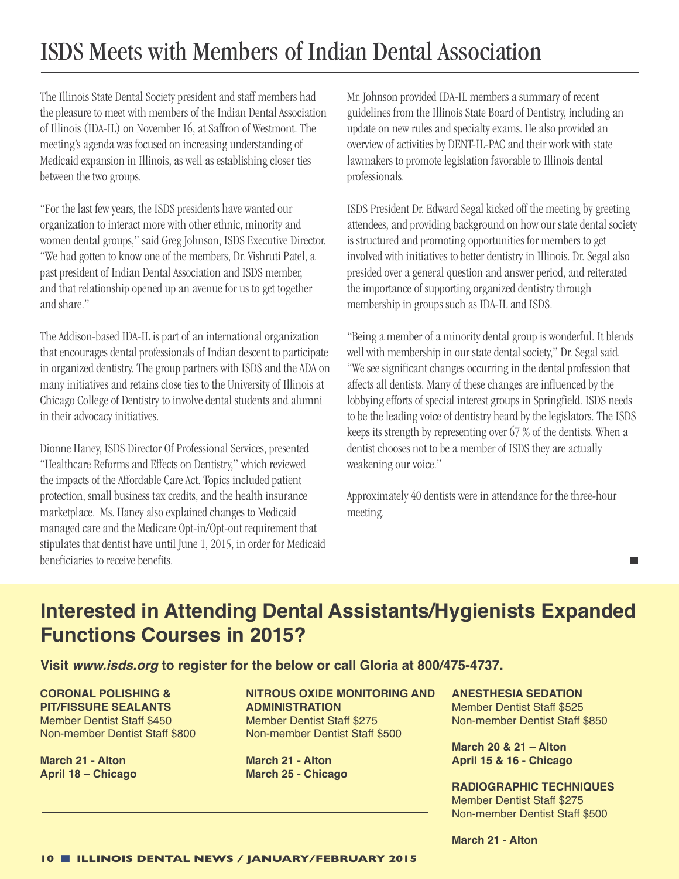# ISDS Meets with Members of Indian Dental Association

The Illinois State Dental Society president and staff members had the pleasure to meet with members of the Indian Dental Association of Illinois (IDA-IL) on November 16, at Saffron of Westmont. The meeting's agenda was focused on increasing understanding of Medicaid expansion in Illinois, as well as establishing closer ties between the two groups.

"For the last few years, the ISDS presidents have wanted our organization to interact more with other ethnic, minority and women dental groups," said Greg Johnson, ISDS Executive Director. "We had gotten to know one of the members, Dr. Vishruti Patel, a past president of Indian Dental Association and ISDS member, and that relationship opened up an avenue for us to get together and share."

The Addison-based IDA-IL is part of an international organization that encourages dental professionals of Indian descent to participate in organized dentistry. The group partners with ISDS and the ADA on many initiatives and retains close ties to the University of Illinois at Chicago College of Dentistry to involve dental students and alumni in their advocacy initiatives.

Dionne Haney, ISDS Director Of Professional Services, presented "Healthcare Reforms and Effects on Dentistry," which reviewed the impacts of the Affordable Care Act. Topics included patient protection, small business tax credits, and the health insurance marketplace. Ms. Haney also explained changes to Medicaid managed care and the Medicare Opt-in/Opt-out requirement that stipulates that dentist have until June 1, 2015, in order for Medicaid beneficiaries to receive benefits.

Mr. Johnson provided IDA-IL members a summary of recent guidelines from the Illinois State Board of Dentistry, including an update on new rules and specialty exams. He also provided an overview of activities by DENT-IL-PAC and their work with state lawmakers to promote legislation favorable to Illinois dental professionals.

ISDS President Dr. Edward Segal kicked off the meeting by greeting attendees, and providing background on how our state dental society is structured and promoting opportunities for members to get involved with initiatives to better dentistry in Illinois. Dr. Segal also presided over a general question and answer period, and reiterated the importance of supporting organized dentistry through membership in groups such as IDA-IL and ISDS.

"Being a member of a minority dental group is wonderful. It blends well with membership in our state dental society," Dr. Segal said. "We see significant changes occurring in the dental profession that affects all dentists. Many of these changes are influenced by the lobbying efforts of special interest groups in Springfield. ISDS needs to be the leading voice of dentistry heard by the legislators. The ISDS keeps its strength by representing over 67 % of the dentists. When a dentist chooses not to be a member of ISDS they are actually weakening our voice."

Approximately 40 dentists were in attendance for the three-hour meeting.

## Interested in Attending Dental Assistants/Hygienists Expanded Functions Courses in 2015?

**Visit *www.isds.org* to register for the below or call Gloria at 800/475-4737.**

**CORONAL POLISHING & PIT/FISSURE SEALANTS**
Member Dentist Staff $450
Non-member Dentist Staff $800

**March 21 - Alton**
**April 18 – Chicago**

**NITROUS OXIDE MONITORING AND ADMINISTRATION**
Member Dentist Staff $275
Non-member Dentist Staff $500

**March 21 - Alton**
**March 25 - Chicago**

**ANESTHESIA SEDATION**
Member Dentist Staff $525
Non-member Dentist Staff $850

**March 20 & 21 – Alton**
**April 15 & 16 - Chicago**

**RADIOGRAPHIC TECHNIQUES**
Member Dentist Staff $275
Non-member Dentist Staff $500

**March 21 - Alton**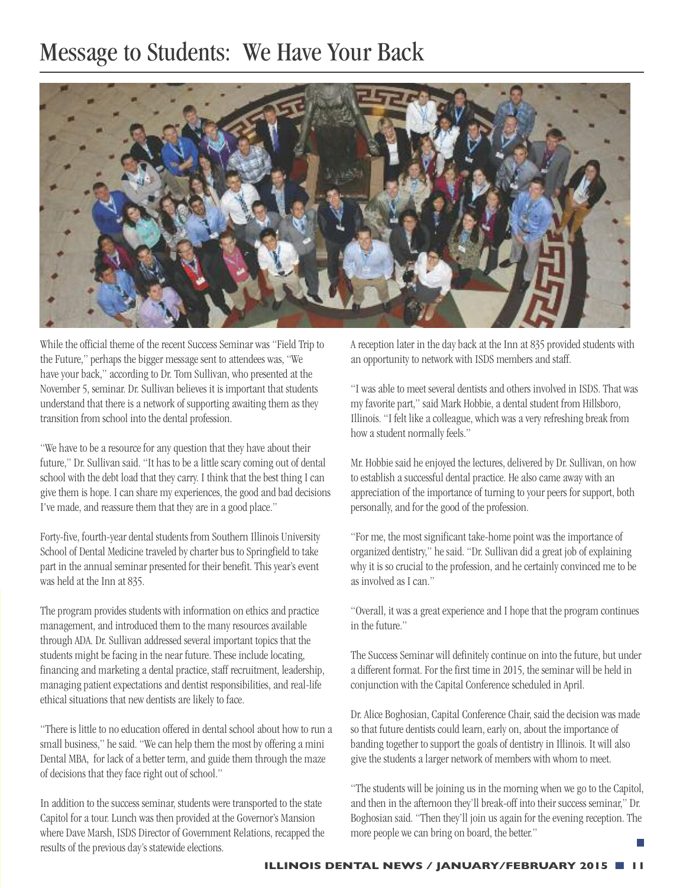# Message to Students: We Have Your Back

While the official theme of the recent Success Seminar was "Field Trip to the Future," perhaps the bigger message sent to attendees was, "We have your back," according to Dr. Tom Sullivan, who presented at the November 5, seminar. Dr. Sullivan believes it is important that students understand that there is a network of supporting awaiting them as they transition from school into the dental profession.

"We have to be a resource for any question that they have about their future," Dr. Sullivan said. "It has to be a little scary coming out of dental school with the debt load that they carry. I think that the best thing I can give them is hope. I can share my experiences, the good and bad decisions I've made, and reassure them that they are in a good place."

Forty-five, fourth-year dental students from Southern Illinois University School of Dental Medicine traveled by charter bus to Springfield to take part in the annual seminar presented for their benefit. This year's event was held at the Inn at 835.

The program provides students with information on ethics and practice management, and introduced them to the many resources available through ADA. Dr. Sullivan addressed several important topics that the students might be facing in the near future. These include locating, financing and marketing a dental practice, staff recruitment, leadership, managing patient expectations and dentist responsibilities, and real-life ethical situations that new dentists are likely to face.

"There is little to no education offered in dental school about how to run a small business," he said. "We can help them the most by offering a mini Dental MBA, for lack of a better term, and guide them through the maze of decisions that they face right out of school."

In addition to the success seminar, students were transported to the state Capitol for a tour. Lunch was then provided at the Governor's Mansion where Dave Marsh, ISDS Director of Government Relations, recapped the results of the previous day's statewide elections.

A reception later in the day back at the Inn at 835 provided students with an opportunity to network with ISDS members and staff.

"I was able to meet several dentists and others involved in ISDS. That was my favorite part," said Mark Hobbie, a dental student from Hillsboro, Illinois. "I felt like a colleague, which was a very refreshing break from how a student normally feels."

Mr. Hobbie said he enjoyed the lectures, delivered by Dr. Sullivan, on how to establish a successful dental practice. He also came away with an appreciation of the importance of turning to your peers for support, both personally, and for the good of the profession.

"For me, the most significant take-home point was the importance of organized dentistry," he said. "Dr. Sullivan did a great job of explaining why it is so crucial to the profession, and he certainly convinced me to be as involved as I can."

"Overall, it was a great experience and I hope that the program continues in the future."

The Success Seminar will definitely continue on into the future, but under a different format. For the first time in 2015, the seminar will be held in conjunction with the Capital Conference scheduled in April.

Dr. Alice Boghosian, Capital Conference Chair, said the decision was made so that future dentists could learn, early on, about the importance of banding together to support the goals of dentistry in Illinois. It will also give the students a larger network of members with whom to meet.

"The students will be joining us in the morning when we go to the Capitol, and then in the afternoon they'll break-off into their success seminar," Dr. Boghosian said. "Then they'll join us again for the evening reception. The more people we can bring on board, the better."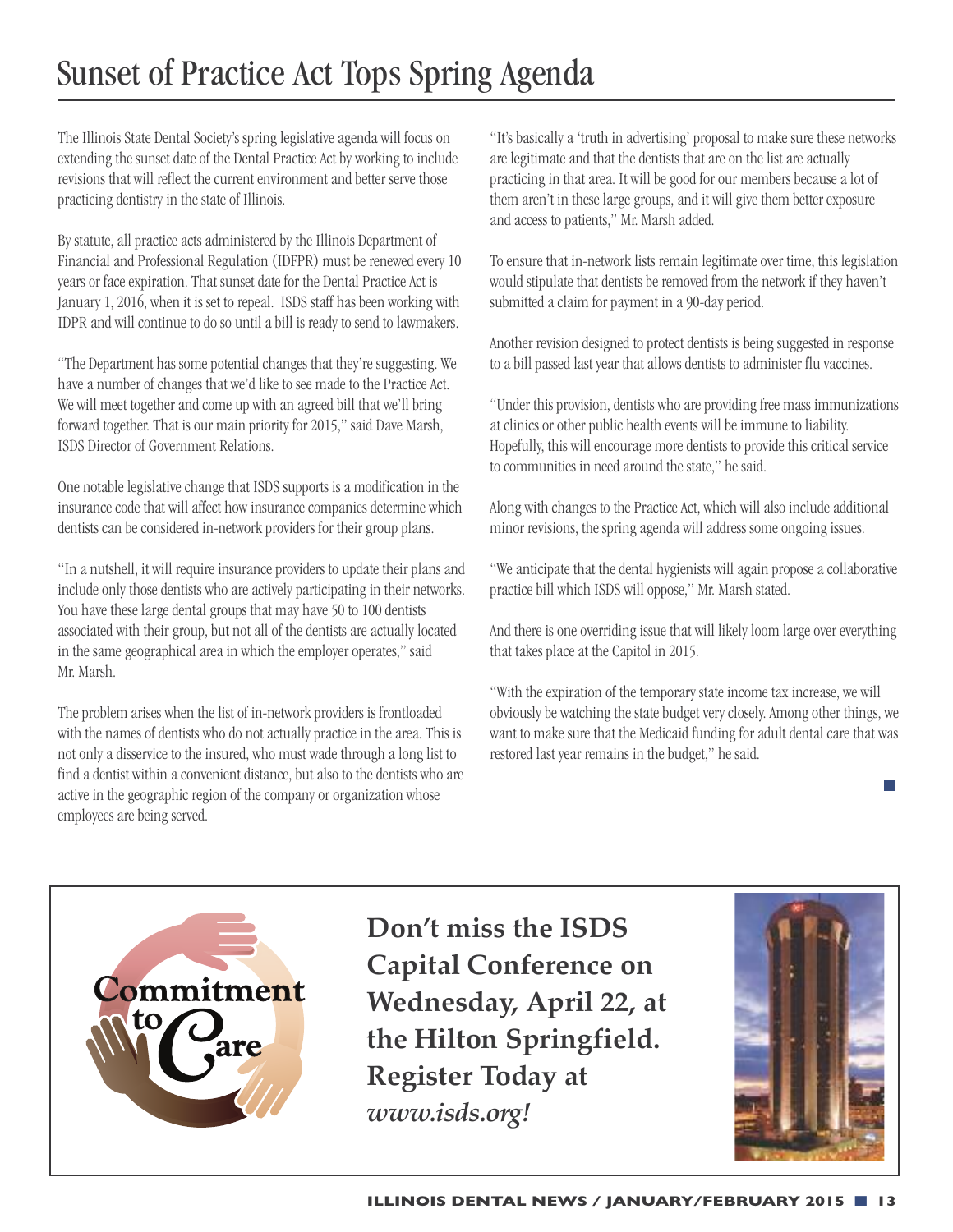# Sunset of Practice Act Tops Spring Agenda

The Illinois State Dental Society's spring legislative agenda will focus on extending the sunset date of the Dental Practice Act by working to include revisions that will reflect the current environment and better serve those practicing dentistry in the state of Illinois.

By statute, all practice acts administered by the Illinois Department of Financial and Professional Regulation (IDFPR) must be renewed every 10 years or face expiration. That sunset date for the Dental Practice Act is January 1, 2016, when it is set to repeal. ISDS staff has been working with IDPR and will continue to do so until a bill is ready to send to lawmakers.

"The Department has some potential changes that they're suggesting. We have a number of changes that we'd like to see made to the Practice Act. We will meet together and come up with an agreed bill that we'll bring forward together. That is our main priority for 2015," said Dave Marsh, ISDS Director of Government Relations.

One notable legislative change that ISDS supports is a modification in the insurance code that will affect how insurance companies determine which dentists can be considered in-network providers for their group plans.

"In a nutshell, it will require insurance providers to update their plans and include only those dentists who are actively participating in their networks. You have these large dental groups that may have 50 to 100 dentists associated with their group, but not all of the dentists are actually located in the same geographical area in which the employer operates," said Mr. Marsh.

The problem arises when the list of in-network providers is frontloaded with the names of dentists who do not actually practice in the area. This is not only a disservice to the insured, who must wade through a long list to find a dentist within a convenient distance, but also to the dentists who are active in the geographic region of the company or organization whose employees are being served.

"It's basically a 'truth in advertising' proposal to make sure these networks are legitimate and that the dentists that are on the list are actually practicing in that area. It will be good for our members because a lot of them aren't in these large groups, and it will give them better exposure and access to patients," Mr. Marsh added.

To ensure that in-network lists remain legitimate over time, this legislation would stipulate that dentists be removed from the network if they haven't submitted a claim for payment in a 90-day period.

Another revision designed to protect dentists is being suggested in response to a bill passed last year that allows dentists to administer flu vaccines.

"Under this provision, dentists who are providing free mass immunizations at clinics or other public health events will be immune to liability. Hopefully, this will encourage more dentists to provide this critical service to communities in need around the state," he said.

Along with changes to the Practice Act, which will also include additional minor revisions, the spring agenda will address some ongoing issues.

"We anticipate that the dental hygienists will again propose a collaborative practice bill which ISDS will oppose," Mr. Marsh stated.

And there is one overriding issue that will likely loom large over everything that takes place at the Capitol in 2015.

"With the expiration of the temporary state income tax increase, we will obviously be watching the state budget very closely. Among other things, we want to make sure that the Medicaid funding for adult dental care that was restored last year remains in the budget," he said.

Commitment to Care

**Don't miss the ISDS Capital Conference on Wednesday, April 22, at the Hilton Springfield. Register Today at *www.isds.org!***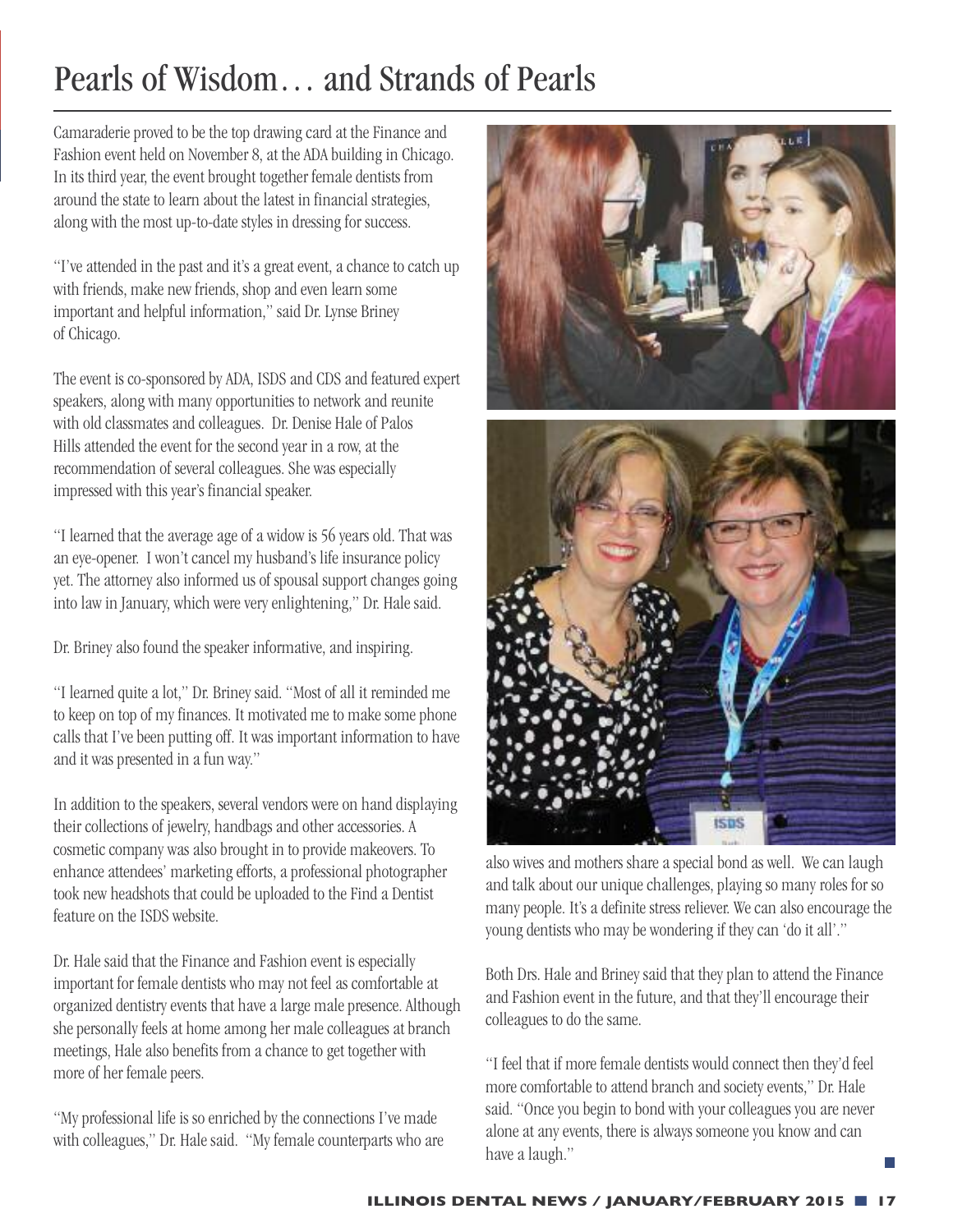# Pearls of Wisdom… and Strands of Pearls

Camaraderie proved to be the top drawing card at the Finance and Fashion event held on November 8, at the ADA building in Chicago. In its third year, the event brought together female dentists from around the state to learn about the latest in financial strategies, along with the most up-to-date styles in dressing for success.

"I've attended in the past and it's a great event, a chance to catch up with friends, make new friends, shop and even learn some important and helpful information," said Dr. Lynse Briney of Chicago.

The event is co-sponsored by ADA, ISDS and CDS and featured expert speakers, along with many opportunities to network and reunite with old classmates and colleagues. Dr. Denise Hale of Palos Hills attended the event for the second year in a row, at the recommendation of several colleagues. She was especially impressed with this year's financial speaker.

"I learned that the average age of a widow is 56 years old. That was an eye-opener. I won't cancel my husband's life insurance policy yet. The attorney also informed us of spousal support changes going into law in January, which were very enlightening," Dr. Hale said.

Dr. Briney also found the speaker informative, and inspiring.

"I learned quite a lot," Dr. Briney said. "Most of all it reminded me to keep on top of my finances. It motivated me to make some phone calls that I've been putting off. It was important information to have and it was presented in a fun way."

In addition to the speakers, several vendors were on hand displaying their collections of jewelry, handbags and other accessories. A cosmetic company was also brought in to provide makeovers. To enhance attendees' marketing efforts, a professional photographer took new headshots that could be uploaded to the Find a Dentist feature on the ISDS website.

Dr. Hale said that the Finance and Fashion event is especially important for female dentists who may not feel as comfortable at organized dentistry events that have a large male presence. Although she personally feels at home among her male colleagues at branch meetings, Hale also benefits from a chance to get together with more of her female peers.

"My professional life is so enriched by the connections I've made with colleagues," Dr. Hale said. "My female counterparts who are also wives and mothers share a special bond as well. We can laugh and talk about our unique challenges, playing so many roles for so many people. It's a definite stress reliever. We can also encourage the young dentists who may be wondering if they can 'do it all'."

Both Drs. Hale and Briney said that they plan to attend the Finance and Fashion event in the future, and that they'll encourage their colleagues to do the same.

"I feel that if more female dentists would connect then they'd feel more comfortable to attend branch and society events," Dr. Hale said. "Once you begin to bond with your colleagues you are never alone at any events, there is always someone you know and can have a laugh."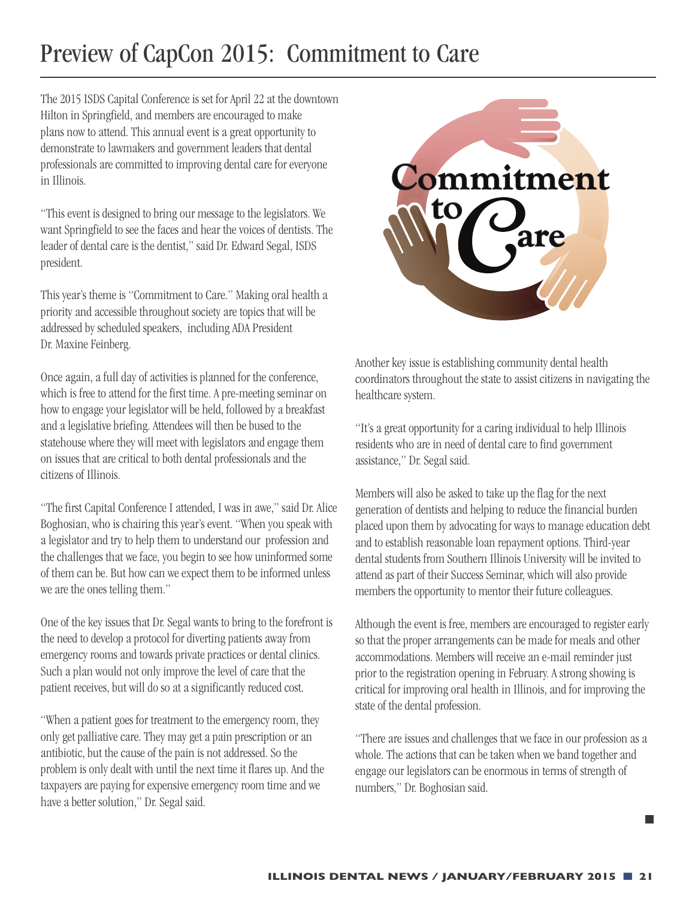# Preview of CapCon 2015: Commitment to Care

The 2015 ISDS Capital Conference is set for April 22 at the downtown Hilton in Springfield, and members are encouraged to make plans now to attend. This annual event is a great opportunity to demonstrate to lawmakers and government leaders that dental professionals are committed to improving dental care for everyone in Illinois.

"This event is designed to bring our message to the legislators. We want Springfield to see the faces and hear the voices of dentists. The leader of dental care is the dentist," said Dr. Edward Segal, ISDS president.

This year's theme is "Commitment to Care." Making oral health a priority and accessible throughout society are topics that will be addressed by scheduled speakers, including ADA President Dr. Maxine Feinberg.

Once again, a full day of activities is planned for the conference, which is free to attend for the first time. A pre-meeting seminar on how to engage your legislator will be held, followed by a breakfast and a legislative briefing. Attendees will then be bused to the statehouse where they will meet with legislators and engage them on issues that are critical to both dental professionals and the citizens of Illinois.

"The first Capital Conference I attended, I was in awe," said Dr. Alice Boghosian, who is chairing this year's event. "When you speak with a legislator and try to help them to understand our profession and the challenges that we face, you begin to see how uninformed some of them can be. But how can we expect them to be informed unless we are the ones telling them."

One of the key issues that Dr. Segal wants to bring to the forefront is the need to develop a protocol for diverting patients away from emergency rooms and towards private practices or dental clinics. Such a plan would not only improve the level of care that the patient receives, but will do so at a significantly reduced cost.

"When a patient goes for treatment to the emergency room, they only get palliative care. They may get a pain prescription or an antibiotic, but the cause of the pain is not addressed. So the problem is only dealt with until the next time it flares up. And the taxpayers are paying for expensive emergency room time and we have a better solution," Dr. Segal said.

Commitment to Care

Another key issue is establishing community dental health coordinators throughout the state to assist citizens in navigating the healthcare system.

"It's a great opportunity for a caring individual to help Illinois residents who are in need of dental care to find government assistance," Dr. Segal said.

Members will also be asked to take up the flag for the next generation of dentists and helping to reduce the financial burden placed upon them by advocating for ways to manage education debt and to establish reasonable loan repayment options. Third-year dental students from Southern Illinois University will be invited to attend as part of their Success Seminar, which will also provide members the opportunity to mentor their future colleagues.

Although the event is free, members are encouraged to register early so that the proper arrangements can be made for meals and other accommodations. Members will receive an e-mail reminder just prior to the registration opening in February. A strong showing is critical for improving oral health in Illinois, and for improving the state of the dental profession.

"There are issues and challenges that we face in our profession as a whole. The actions that can be taken when we band together and engage our legislators can be enormous in terms of strength of numbers," Dr. Boghosian said.